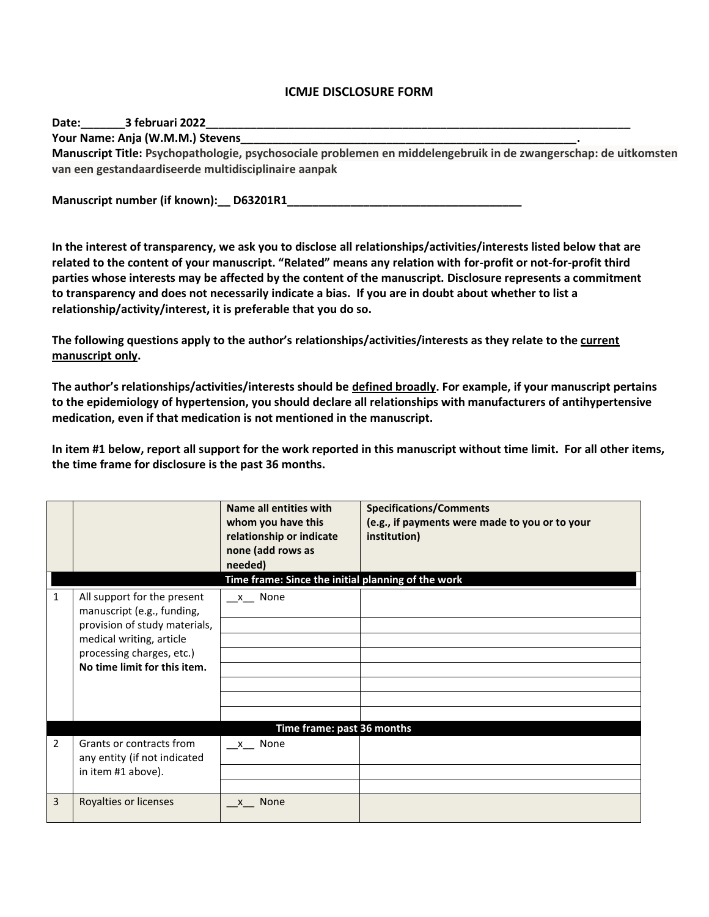# ICMJE DISCLOSURE FORM

**Date:\_\_\_\_\_\_\_3 februari 2022\_\_\_\_\_\_\_\_\_\_\_\_\_\_\_\_\_\_\_\_\_\_\_\_\_\_\_\_\_\_\_\_\_\_\_\_\_\_\_\_\_\_\_\_\_\_\_\_\_\_\_\_\_\_\_\_\_\_\_\_\_\_\_\_\_\_\_\_**
**Your Name: Anja (W.M.M.) Stevens\_\_\_\_\_\_\_\_\_\_\_\_\_\_\_\_\_\_\_\_\_\_\_\_\_\_\_\_\_\_\_\_\_\_\_\_\_\_\_\_\_\_\_\_\_\_\_\_\_\_\_\_\_\_\_\_\_.**
**Manuscript Title: Psychopathologie, psychosociale problemen en middelengebruik in de zwangerschap: de uitkomsten van een gestandaardiseerde multidisciplinaire aanpak**

**Manuscript number (if known):\_\_ D63201R1\_\_\_\_\_\_\_\_\_\_\_\_\_\_\_\_\_\_\_\_\_\_\_\_\_\_\_\_\_\_\_\_\_\_\_\_\_\_**

**In the interest of transparency, we ask you to disclose all relationships/activities/interests listed below that are related to the content of your manuscript. "Related" means any relation with for-profit or not-for-profit third parties whose interests may be affected by the content of the manuscript. Disclosure represents a commitment to transparency and does not necessarily indicate a bias. If you are in doubt about whether to list a relationship/activity/interest, it is preferable that you do so.**

**The following questions apply to the author's relationships/activities/interests as they relate to the current manuscript only.**

**The author's relationships/activities/interests should be defined broadly. For example, if your manuscript pertains to the epidemiology of hypertension, you should declare all relationships with manufacturers of antihypertensive medication, even if that medication is not mentioned in the manuscript.**

**In item #1 below, report all support for the work reported in this manuscript without time limit. For all other items, the time frame for disclosure is the past 36 months.**

| | | Name all entities with whom you have this relationship or indicate none (add rows as needed) | Specifications/Comments (e.g., if payments were made to you or to your institution) |
|---|---|---|---|
| | | **Time frame: Since the initial planning of the work** | |
| 1 | All support for the present manuscript (e.g., funding, provision of study materials, medical writing, article processing charges, etc.) **No time limit for this item.** | \_\_x\_\_ None | |
| | | | |
| | | | |
| | | | |
| | | | |
| | | | |
| | | | |
| | | | |
| | | **Time frame: past 36 months** | |
| 2 | Grants or contracts from any entity (if not indicated in item #1 above). | \_\_x\_\_ None | |
| | | | |
| | | | |
| 3 | Royalties or licenses | \_\_x\_\_ None | |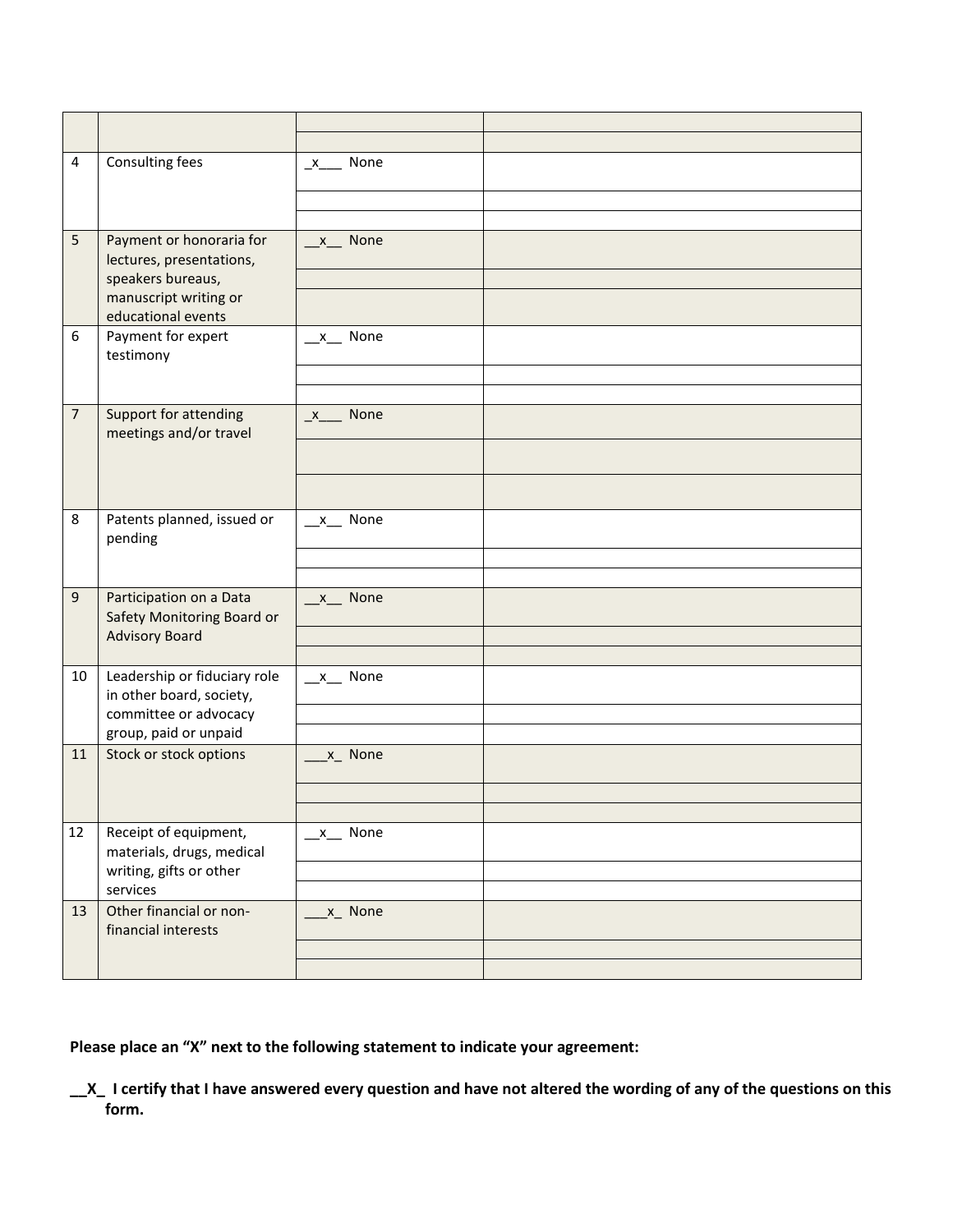| | | | |
|---|---|---|---|
| 4 | Consulting fees | _x___ None | |
| | | | |
| | | | |
| 5 | Payment or honoraria for lectures, presentations, speakers bureaus, manuscript writing or educational events | __x__ None | |
| | | | |
| | | | |
| 6 | Payment for expert testimony | __x__ None | |
| | | | |
| | | | |
| 7 | Support for attending meetings and/or travel | _x___ None | |
| | | | |
| | | | |
| 8 | Patents planned, issued or pending | __x__ None | |
| | | | |
| | | | |
| 9 | Participation on a Data Safety Monitoring Board or Advisory Board | __x__ None | |
| | | | |
| | | | |
| 10 | Leadership or fiduciary role in other board, society, committee or advocacy group, paid or unpaid | __x__ None | |
| | | | |
| | | | |
| 11 | Stock or stock options | ___x_ None | |
| | | | |
| | | | |
| 12 | Receipt of equipment, materials, drugs, medical writing, gifts or other services | __x__ None | |
| | | | |
| | | | |
| 13 | Other financial or non-financial interests | ___x_ None | |
| | | | |
| | | | |

**Please place an "X" next to the following statement to indicate your agreement:**

**__X_ I certify that I have answered every question and have not altered the wording of any of the questions on this form.**